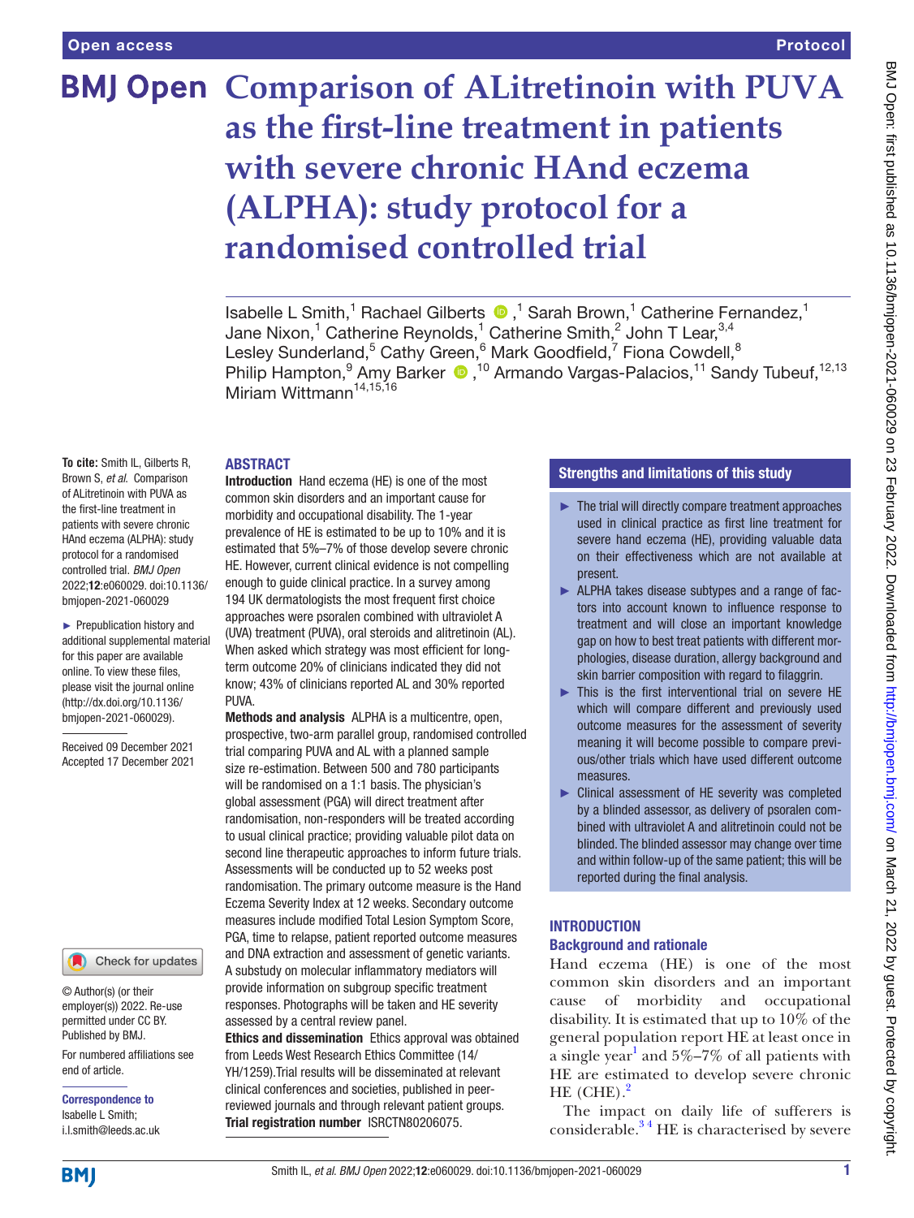# Comparison of ALitretinoin with PUVA as the first-line treatment in patients with severe chronic HAnd eczema (ALPHA): study protocol for a randomised controlled trial

Isabelle L Smith,[1] Rachael Gilberts,[1] Sarah Brown,[1] Catherine Fernandez,[1] Jane Nixon,[1] Catherine Reynolds,[1] Catherine Smith,[2] John T Lear,[3,4] Lesley Sunderland,[5] Cathy Green,[6] Mark Goodfield,[7] Fiona Cowdell,[8] Philip Hampton,[9] Amy Barker,[10] Armando Vargas-Palacios,[11] Sandy Tubeuf,[12,13] Miriam Wittmann[14,15,16]

**To cite:** Smith IL, Gilberts R, Brown S, *et al*. Comparison of ALitretinoin with PUVA as the first-line treatment in patients with severe chronic HAnd eczema (ALPHA): study protocol for a randomised controlled trial. *BMJ Open* 2022;**12**:e060029. doi:10.1136/bmjopen-2021-060029

► Prepublication history and additional supplemental material for this paper are available online. To view these files, please visit the journal online (http://dx.doi.org/10.1136/bmjopen-2021-060029).

Received 09 December 2021
Accepted 17 December 2021

© Author(s) (or their employer(s)) 2022. Re-use permitted under CC BY. Published by BMJ.

For numbered affiliations see end of article.

**Correspondence to**
Isabelle L Smith;
i.l.smith@leeds.ac.uk

## ABSTRACT

**Introduction** Hand eczema (HE) is one of the most common skin disorders and an important cause for morbidity and occupational disability. The 1-year prevalence of HE is estimated to be up to 10% and it is estimated that 5%–7% of those develop severe chronic HE. However, current clinical evidence is not compelling enough to guide clinical practice. In a survey among 194 UK dermatologists the most frequent first choice approaches were psoralen combined with ultraviolet A (UVA) treatment (PUVA), oral steroids and alitretinoin (AL). When asked which strategy was most efficient for long-term outcome 20% of clinicians indicated they did not know; 43% of clinicians reported AL and 30% reported PUVA.

**Methods and analysis** ALPHA is a multicentre, open, prospective, two-arm parallel group, randomised controlled trial comparing PUVA and AL with a planned sample size re-estimation. Between 500 and 780 participants will be randomised on a 1:1 basis. The physician's global assessment (PGA) will direct treatment after randomisation, non-responders will be treated according to usual clinical practice; providing valuable pilot data on second line therapeutic approaches to inform future trials. Assessments will be conducted up to 52 weeks post randomisation. The primary outcome measure is the Hand Eczema Severity Index at 12 weeks. Secondary outcome measures include modified Total Lesion Symptom Score, PGA, time to relapse, patient reported outcome measures and DNA extraction and assessment of genetic variants. A substudy on molecular inflammatory mediators will provide information on subgroup specific treatment responses. Photographs will be taken and HE severity assessed by a central review panel.

**Ethics and dissemination** Ethics approval was obtained from Leeds West Research Ethics Committee (14/YH/1259).Trial results will be disseminated at relevant clinical conferences and societies, published in peer-reviewed journals and through relevant patient groups.

**Trial registration number** ISRCTN80206075.

## Strengths and limitations of this study

- ► The trial will directly compare treatment approaches used in clinical practice as first line treatment for severe hand eczema (HE), providing valuable data on their effectiveness which are not available at present.
- ► ALPHA takes disease subtypes and a range of factors into account known to influence response to treatment and will close an important knowledge gap on how to best treat patients with different morphologies, disease duration, allergy background and skin barrier composition with regard to filaggrin.
- ► This is the first interventional trial on severe HE which will compare different and previously used outcome measures for the assessment of severity meaning it will become possible to compare previous/other trials which have used different outcome measures.
- ► Clinical assessment of HE severity was completed by a blinded assessor, as delivery of psoralen combined with ultraviolet A and alitretinoin could not be blinded. The blinded assessor may change over time and within follow-up of the same patient; this will be reported during the final analysis.

## INTRODUCTION

### Background and rationale

Hand eczema (HE) is one of the most common skin disorders and an important cause of morbidity and occupational disability. It is estimated that up to 10% of the general population report HE at least once in a single year[1] and 5%–7% of all patients with HE are estimated to develop severe chronic HE (CHE).[2]

The impact on daily life of sufferers is considerable.[3 4] HE is characterised by severe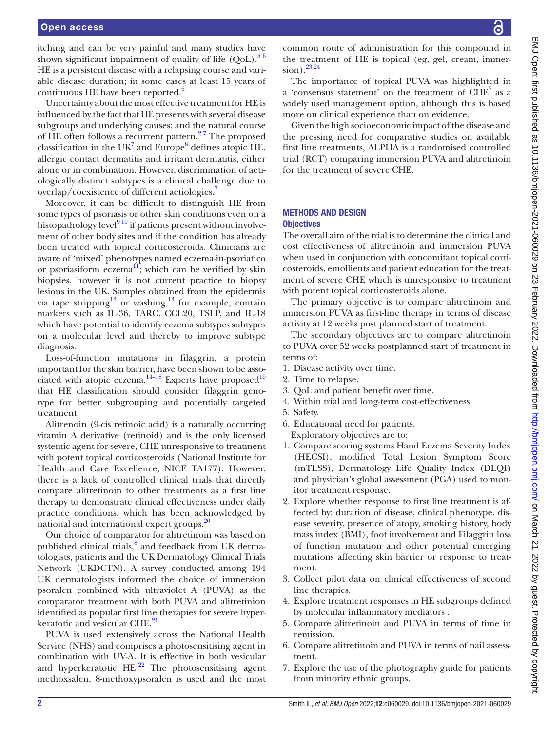itching and can be very painful and many studies have shown significant impairment of quality of life (QoL).[5,6] HE is a persistent disease with a relapsing course and variable disease duration; in some cases at least 15 years of continuous HE have been reported.[6]

Uncertainty about the most effective treatment for HE is influenced by the fact that HE presents with several disease subgroups and underlying causes; and the natural course of HE often follows a recurrent pattern.[2,7] The proposed classification in the UK[7] and Europe[8] defines atopic HE, allergic contact dermatitis and irritant dermatitis, either alone or in combination. However, discrimination of aetiologically distinct subtypes is a clinical challenge due to overlap/coexistence of different aetiologies.[7]

Moreover, it can be difficult to distinguish HE from some types of psoriasis or other skin conditions even on a histopathology level[9,10] if patients present without involvement of other body sites and if the condition has already been treated with topical corticosteroids. Clinicians are aware of 'mixed' phenotypes named eczema-in-psoriatico or psoriasiform eczema[11]; which can be verified by skin biopsies, however it is not current practice to biopsy lesions in the UK. Samples obtained from the epidermis via tape stripping[12] or washing,[13] for example, contain markers such as IL-36, TARC, CCL20, TSLP, and IL-18 which have potential to identify eczema subtypes subtypes on a molecular level and thereby to improve subtype diagnosis.

Loss-of-function mutations in filaggrin, a protein important for the skin barrier, have been shown to be associated with atopic eczema.[14–18] Experts have proposed[19] that HE classification should consider filaggrin genotype for better subgrouping and potentially targeted treatment.

Alitrenoin (9-cis retinoic acid) is a naturally occurring vitamin A derivative (retinoid) and is the only licensed systemic agent for severe, CHE unresponsive to treatment with potent topical corticosteroids (National Institute for Health and Care Excellence, NICE TA177). However, there is a lack of controlled clinical trials that directly compare alitretinoin to other treatments as a first line therapy to demonstrate clinical effectiveness under daily practice conditions, which has been acknowledged by national and international expert groups.[20]

Our choice of comparator for alitretinoin was based on published clinical trials,[8] and feedback from UK dermatologists, patients and the UK Dermatology Clinical Trials Network (UKDCTN). A survey conducted among 194 UK dermatologists informed the choice of immersion psoralen combined with ultraviolet A (PUVA) as the comparator treatment with both PUVA and alitretinion identified as popular first line therapies for severe hyperkeratotic and vesicular CHE.[21]

PUVA is used extensively across the National Health Service (NHS) and comprises a photosensitising agent in combination with UV-A. It is effective in both vesicular and hyperkeratotic HE.[22] The photosensitising agent methoxsalen, 8-methoxypsoralen is used and the most common route of administration for this compound in the treatment of HE is topical (eg, gel, cream, immersion).[23,24]

The importance of topical PUVA was highlighted in a 'consensus statement' on the treatment of CHE[7] as a widely used management option, although this is based more on clinical experience than on evidence.

Given the high socioeconomic impact of the disease and the pressing need for comparative studies on available first line treatments, ALPHA is a randomised controlled trial (RCT) comparing immersion PUVA and alitretinoin for the treatment of severe CHE.

## METHODS AND DESIGN

### Objectives

The overall aim of the trial is to determine the clinical and cost effectiveness of alitretinoin and immersion PUVA when used in conjunction with concomitant topical corticosteroids, emollients and patient education for the treatment of severe CHE which is unresponsive to treatment with potent topical corticosteroids alone.

The primary objective is to compare alitretinoin and immersion PUVA as first-line therapy in terms of disease activity at 12 weeks post planned start of treatment.

The secondary objectives are to compare alitretinoin to PUVA over 52 weeks postplanned start of treatment in terms of:

1. Disease activity over time.
2. Time to relapse.
3. QoL and patient benefit over time.
4. Within trial and long-term cost-effectiveness.
5. Safety.
6. Educational need for patients.

Exploratory objectives are to:

1. Compare scoring systems Hand Eczema Severity Index (HECSI), modified Total Lesion Symptom Score (mTLSS), Dermatology Life Quality Index (DLQI) and physician's global assessment (PGA) used to monitor treatment response.
2. Explore whether response to first line treatment is affected by: duration of disease, clinical phenotype, disease severity, presence of atopy, smoking history, body mass index (BMI), foot involvement and Filaggrin loss of function mutation and other potential emerging mutations affecting skin barrier or response to treatment.
3. Collect pilot data on clinical effectiveness of second line therapies.
4. Explore treatment responses in HE subgroups defined by molecular inflammatory mediators .
5. Compare alitretinoin and PUVA in terms of time in remission.
6. Compare alitretinoin and PUVA in terms of nail assessment.
7. Explore the use of the photography guide for patients from minority ethnic groups.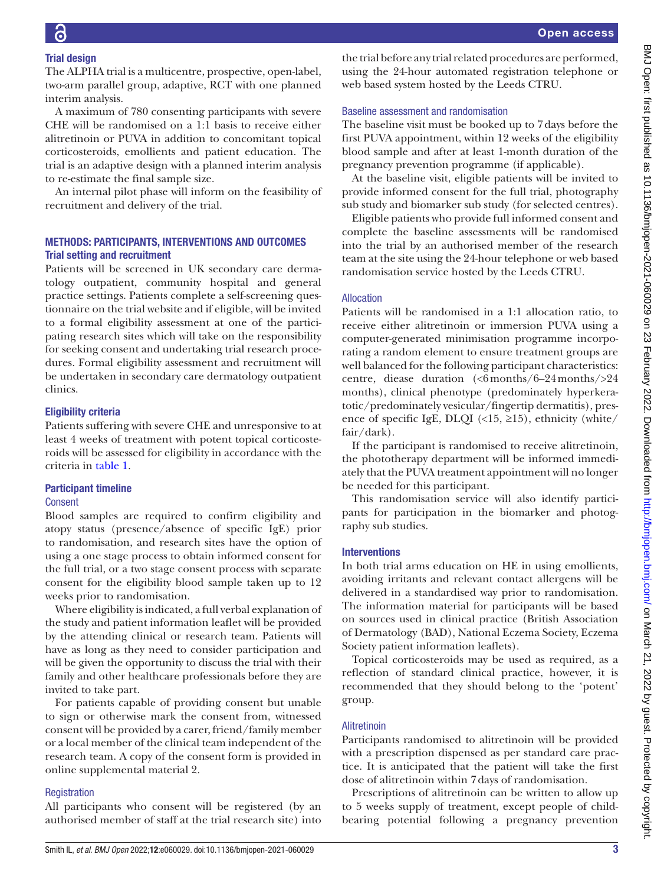### Trial design

The ALPHA trial is a multicentre, prospective, open-label, two-arm parallel group, adaptive, RCT with one planned interim analysis.

A maximum of 780 consenting participants with severe CHE will be randomised on a 1:1 basis to receive either alitretinoin or PUVA in addition to concomitant topical corticosteroids, emollients and patient education. The trial is an adaptive design with a planned interim analysis to re-estimate the final sample size.

An internal pilot phase will inform on the feasibility of recruitment and delivery of the trial.

## METHODS: PARTICIPANTS, INTERVENTIONS AND OUTCOMES

### Trial setting and recruitment

Patients will be screened in UK secondary care dermatology outpatient, community hospital and general practice settings. Patients complete a self-screening questionnaire on the trial website and if eligible, will be invited to a formal eligibility assessment at one of the participating research sites which will take on the responsibility for seeking consent and undertaking trial research procedures. Formal eligibility assessment and recruitment will be undertaken in secondary care dermatology outpatient clinics.

### Eligibility criteria

Patients suffering with severe CHE and unresponsive to at least 4 weeks of treatment with potent topical corticosteroids will be assessed for eligibility in accordance with the criteria in table 1.

### Participant timeline

#### Consent

Blood samples are required to confirm eligibility and atopy status (presence/absence of specific IgE) prior to randomisation, and research sites have the option of using a one stage process to obtain informed consent for the full trial, or a two stage consent process with separate consent for the eligibility blood sample taken up to 12 weeks prior to randomisation.

Where eligibility is indicated, a full verbal explanation of the study and patient information leaflet will be provided by the attending clinical or research team. Patients will have as long as they need to consider participation and will be given the opportunity to discuss the trial with their family and other healthcare professionals before they are invited to take part.

For patients capable of providing consent but unable to sign or otherwise mark the consent from, witnessed consent will be provided by a carer, friend/family member or a local member of the clinical team independent of the research team. A copy of the consent form is provided in online supplemental material 2.

#### Registration

All participants who consent will be registered (by an authorised member of staff at the trial research site) into the trial before any trial related procedures are performed, using the 24-hour automated registration telephone or web based system hosted by the Leeds CTRU.

#### Baseline assessment and randomisation

The baseline visit must be booked up to 7 days before the first PUVA appointment, within 12 weeks of the eligibility blood sample and after at least 1-month duration of the pregnancy prevention programme (if applicable).

At the baseline visit, eligible patients will be invited to provide informed consent for the full trial, photography sub study and biomarker sub study (for selected centres).

Eligible patients who provide full informed consent and complete the baseline assessments will be randomised into the trial by an authorised member of the research team at the site using the 24-hour telephone or web based randomisation service hosted by the Leeds CTRU.

#### Allocation

Patients will be randomised in a 1:1 allocation ratio, to receive either alitretinoin or immersion PUVA using a computer-generated minimisation programme incorporating a random element to ensure treatment groups are well balanced for the following participant characteristics: centre, diease duration (<6 months/6–24 months/>24 months), clinical phenotype (predominately hyperkeratotic/predominately vesicular/fingertip dermatitis), presence of specific IgE, DLQI (<15, ≥15), ethnicity (white/fair/dark).

If the participant is randomised to receive alitretinoin, the phototherapy department will be informed immediately that the PUVA treatment appointment will no longer be needed for this participant.

This randomisation service will also identify participants for participation in the biomarker and photography sub studies.

### Interventions

In both trial arms education on HE in using emollients, avoiding irritants and relevant contact allergens will be delivered in a standardised way prior to randomisation. The information material for participants will be based on sources used in clinical practice (British Association of Dermatology (BAD), National Eczema Society, Eczema Society patient information leaflets).

Topical corticosteroids may be used as required, as a reflection of standard clinical practice, however, it is recommended that they should belong to the 'potent' group.

#### Alitretinoin

Participants randomised to alitretinoin will be provided with a prescription dispensed as per standard care practice. It is anticipated that the patient will take the first dose of alitretinoin within 7 days of randomisation.

Prescriptions of alitretinoin can be written to allow up to 5 weeks supply of treatment, except people of childbearing potential following a pregnancy prevention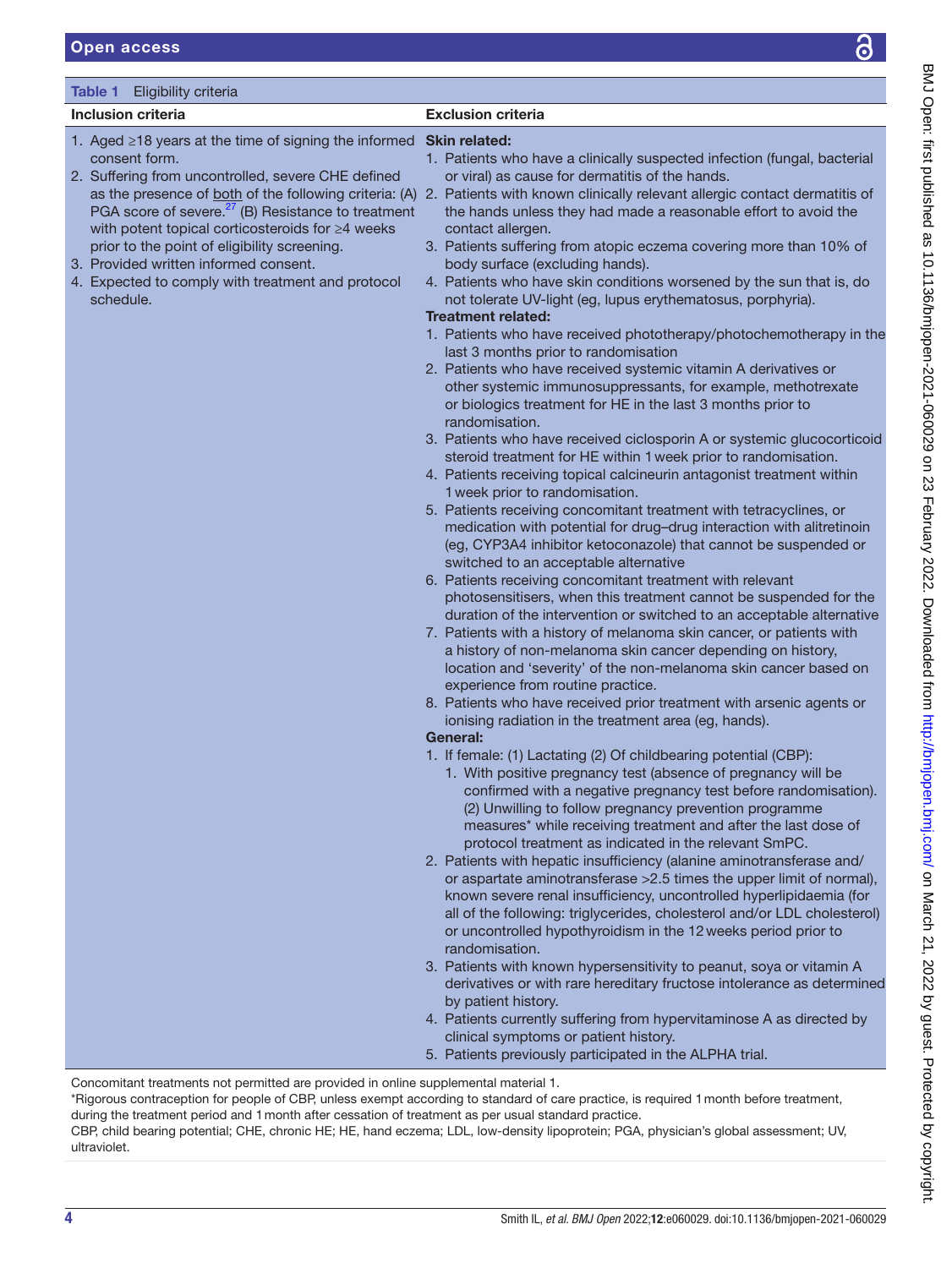**Table 1** Eligibility criteria

| Inclusion criteria | Exclusion criteria |
|---|---|
| 1. Aged ≥18 years at the time of signing the informed consent form.<br>2. Suffering from uncontrolled, severe CHE defined as the presence of both of the following criteria: (A) PGA score of severe.[27] (B) Resistance to treatment with potent topical corticosteroids for ≥4 weeks prior to the point of eligibility screening.<br>3. Provided written informed consent.<br>4. Expected to comply with treatment and protocol schedule. | **Skin related:**<br>1. Patients who have a clinically suspected infection (fungal, bacterial or viral) as cause for dermatitis of the hands.<br>2. Patients with known clinically relevant allergic contact dermatitis of the hands unless they had made a reasonable effort to avoid the contact allergen.<br>3. Patients suffering from atopic eczema covering more than 10% of body surface (excluding hands).<br>4. Patients who have skin conditions worsened by the sun that is, do not tolerate UV-light (eg, lupus erythematosus, porphyria).<br>**Treatment related:**<br>1. Patients who have received phototherapy/photochemotherapy in the last 3 months prior to randomisation<br>2. Patients who have received systemic vitamin A derivatives or other systemic immunosuppressants, for example, methotrexate or biologics treatment for HE in the last 3 months prior to randomisation.<br>3. Patients who have received ciclosporin A or systemic glucocorticoid steroid treatment for HE within 1 week prior to randomisation.<br>4. Patients receiving topical calcineurin antagonist treatment within 1 week prior to randomisation.<br>5. Patients receiving concomitant treatment with tetracyclines, or medication with potential for drug–drug interaction with alitretinoin (eg, CYP3A4 inhibitor ketoconazole) that cannot be suspended or switched to an acceptable alternative<br>6. Patients receiving concomitant treatment with relevant photosensitisers, when this treatment cannot be suspended for the duration of the intervention or switched to an acceptable alternative<br>7. Patients with a history of melanoma skin cancer, or patients with a history of non-melanoma skin cancer depending on history, location and 'severity' of the non-melanoma skin cancer based on experience from routine practice.<br>8. Patients who have received prior treatment with arsenic agents or ionising radiation in the treatment area (eg, hands).<br>**General:**<br>1. If female: (1) Lactating (2) Of childbearing potential (CBP):<br>&nbsp;&nbsp;&nbsp;1. With positive pregnancy test (absence of pregnancy will be confirmed with a negative pregnancy test before randomisation). (2) Unwilling to follow pregnancy prevention programme measures* while receiving treatment and after the last dose of protocol treatment as indicated in the relevant SmPC.<br>2. Patients with hepatic insufficiency (alanine aminotransferase and/or aspartate aminotransferase >2.5 times the upper limit of normal), known severe renal insufficiency, uncontrolled hyperlipidaemia (for all of the following: triglycerides, cholesterol and/or LDL cholesterol) or uncontrolled hypothyroidism in the 12 weeks period prior to randomisation.<br>3. Patients with known hypersensitivity to peanut, soya or vitamin A derivatives or with rare hereditary fructose intolerance as determined by patient history.<br>4. Patients currently suffering from hypervitaminose A as directed by clinical symptoms or patient history.<br>5. Patients previously participated in the ALPHA trial. |

Concomitant treatments not permitted are provided in online supplemental material 1.

*Rigorous contraception for people of CBP, unless exempt according to standard of care practice, is required 1 month before treatment, during the treatment period and 1 month after cessation of treatment as per usual standard practice.

CBP, child bearing potential; CHE, chronic HE; HE, hand eczema; LDL, low-density lipoprotein; PGA, physician's global assessment; UV, ultraviolet.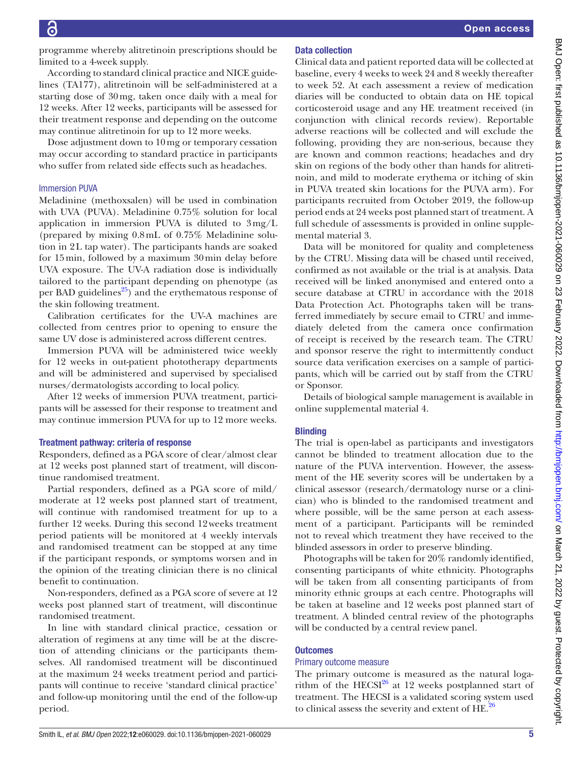programme whereby alitretinoin prescriptions should be limited to a 4-week supply.

According to standard clinical practice and NICE guidelines (TA177), alitretinoin will be self-administered at a starting dose of 30 mg, taken once daily with a meal for 12 weeks. After 12 weeks, participants will be assessed for their treatment response and depending on the outcome may continue alitretinoin for up to 12 more weeks.

Dose adjustment down to 10 mg or temporary cessation may occur according to standard practice in participants who suffer from related side effects such as headaches.

### Immersion PUVA

Meladinine (methoxsalen) will be used in combination with UVA (PUVA). Meladinine 0.75% solution for local application in immersion PUVA is diluted to 3 mg/L (prepared by mixing 0.8 mL of 0.75% Meladinine solution in 2 L tap water). The participants hands are soaked for 15 min, followed by a maximum 30 min delay before UVA exposure. The UV-A radiation dose is individually tailored to the participant depending on phenotype (as per BAD guidelines[25]) and the erythematous response of the skin following treatment.

Calibration certificates for the UV-A machines are collected from centres prior to opening to ensure the same UV dose is administered across different centres.

Immersion PUVA will be administered twice weekly for 12 weeks in out-patient phototherapy departments and will be administered and supervised by specialised nurses/dermatologists according to local policy.

After 12 weeks of immersion PUVA treatment, participants will be assessed for their response to treatment and may continue immersion PUVA for up to 12 more weeks.

## Treatment pathway: criteria of response

Responders, defined as a PGA score of clear/almost clear at 12 weeks post planned start of treatment, will discontinue randomised treatment.

Partial responders, defined as a PGA score of mild/moderate at 12 weeks post planned start of treatment, will continue with randomised treatment for up to a further 12 weeks. During this second 12 weeks treatment period patients will be monitored at 4 weekly intervals and randomised treatment can be stopped at any time if the participant responds, or symptoms worsen and in the opinion of the treating clinician there is no clinical benefit to continuation.

Non-responders, defined as a PGA score of severe at 12 weeks post planned start of treatment, will discontinue randomised treatment.

In line with standard clinical practice, cessation or alteration of regimens at any time will be at the discretion of attending clinicians or the participants themselves. All randomised treatment will be discontinued at the maximum 24 weeks treatment period and participants will continue to receive 'standard clinical practice' and follow-up monitoring until the end of the follow-up period.

## Data collection

Clinical data and patient reported data will be collected at baseline, every 4 weeks to week 24 and 8 weekly thereafter to week 52. At each assessment a review of medication diaries will be conducted to obtain data on HE topical corticosteroid usage and any HE treatment received (in conjunction with clinical records review). Reportable adverse reactions will be collected and will exclude the following, providing they are non-serious, because they are known and common reactions; headaches and dry skin on regions of the body other than hands for alitretinoin, and mild to moderate erythema or itching of skin in PUVA treated skin locations for the PUVA arm). For participants recruited from October 2019, the follow-up period ends at 24 weeks post planned start of treatment. A full schedule of assessments is provided in online supplemental material 3.

Data will be monitored for quality and completeness by the CTRU. Missing data will be chased until received, confirmed as not available or the trial is at analysis. Data received will be linked anonymised and entered onto a secure database at CTRU in accordance with the 2018 Data Protection Act. Photographs taken will be transferred immediately by secure email to CTRU and immediately deleted from the camera once confirmation of receipt is received by the research team. The CTRU and sponsor reserve the right to intermittently conduct source data verification exercises on a sample of participants, which will be carried out by staff from the CTRU or Sponsor.

Details of biological sample management is available in online supplemental material 4.

## Blinding

The trial is open-label as participants and investigators cannot be blinded to treatment allocation due to the nature of the PUVA intervention. However, the assessment of the HE severity scores will be undertaken by a clinical assessor (research/dermatology nurse or a clinician) who is blinded to the randomised treatment and where possible, will be the same person at each assessment of a participant. Participants will be reminded not to reveal which treatment they have received to the blinded assessors in order to preserve blinding.

Photographs will be taken for 20% randomly identified, consenting participants of white ethnicity. Photographs will be taken from all consenting participants of from minority ethnic groups at each centre. Photographs will be taken at baseline and 12 weeks post planned start of treatment. A blinded central review of the photographs will be conducted by a central review panel.

## Outcomes

### Primary outcome measure

The primary outcome is measured as the natural logarithm of the HECSI[26] at 12 weeks postplanned start of treatment. The HECSI is a validated scoring system used to clinical assess the severity and extent of HE.[26]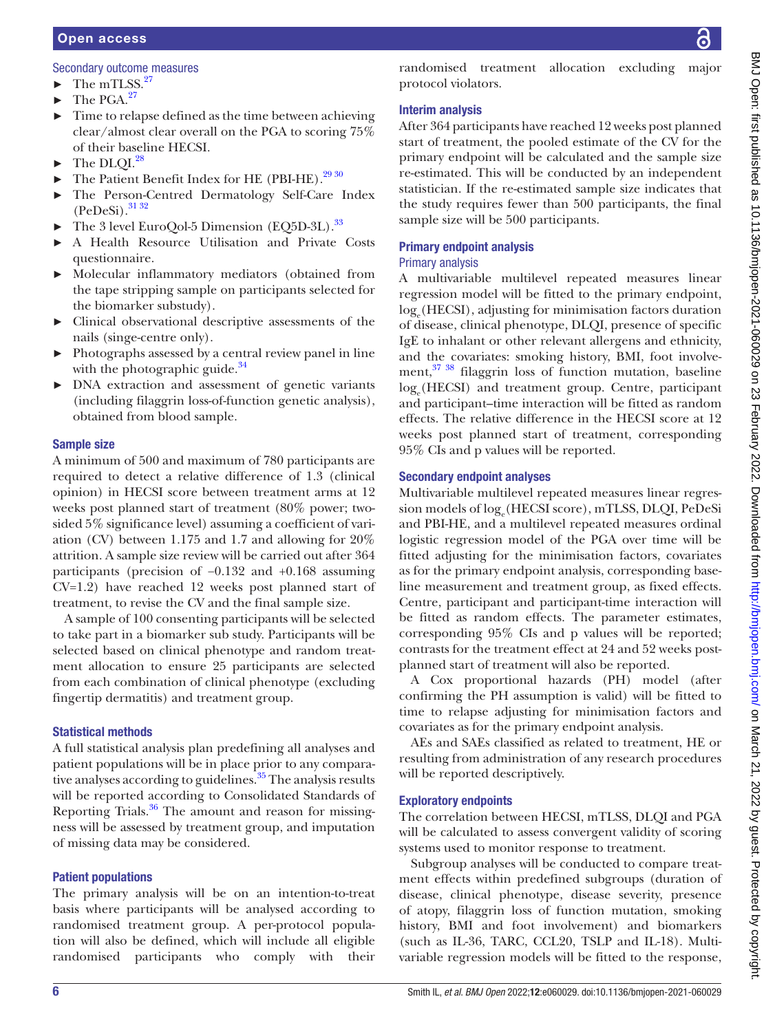### Secondary outcome measures

- The mTLSS.[27]
- The PGA.[27]
- Time to relapse defined as the time between achieving clear/almost clear overall on the PGA to scoring 75% of their baseline HECSI.
- The DLQI.[28]
- The Patient Benefit Index for HE (PBI-HE).[29,30]
- The Person-Centred Dermatology Self-Care Index (PeDeSi).[31,32]
- The 3 level EuroQol-5 Dimension (EQ5D-3L).[33]
- A Health Resource Utilisation and Private Costs questionnaire.
- Molecular inflammatory mediators (obtained from the tape stripping sample on participants selected for the biomarker substudy).
- Clinical observational descriptive assessments of the nails (singe-centre only).
- Photographs assessed by a central review panel in line with the photographic guide.[34]
- DNA extraction and assessment of genetic variants (including filaggrin loss-of-function genetic analysis), obtained from blood sample.

## Sample size

A minimum of 500 and maximum of 780 participants are required to detect a relative difference of 1.3 (clinical opinion) in HECSI score between treatment arms at 12 weeks post planned start of treatment (80% power; two-sided 5% significance level) assuming a coefficient of variation (CV) between 1.175 and 1.7 and allowing for 20% attrition. A sample size review will be carried out after 364 participants (precision of −0.132 and +0.168 assuming CV=1.2) have reached 12 weeks post planned start of treatment, to revise the CV and the final sample size.

A sample of 100 consenting participants will be selected to take part in a biomarker sub study. Participants will be selected based on clinical phenotype and random treatment allocation to ensure 25 participants are selected from each combination of clinical phenotype (excluding fingertip dermatitis) and treatment group.

## Statistical methods

A full statistical analysis plan predefining all analyses and patient populations will be in place prior to any comparative analyses according to guidelines.[35] The analysis results will be reported according to Consolidated Standards of Reporting Trials.[36] The amount and reason for missingness will be assessed by treatment group, and imputation of missing data may be considered.

## Patient populations

The primary analysis will be on an intention-to-treat basis where participants will be analysed according to randomised treatment group. A per-protocol population will also be defined, which will include all eligible randomised participants who comply with their randomised treatment allocation excluding major protocol violators.

## Interim analysis

After 364 participants have reached 12 weeks post planned start of treatment, the pooled estimate of the CV for the primary endpoint will be calculated and the sample size re-estimated. This will be conducted by an independent statistician. If the re-estimated sample size indicates that the study requires fewer than 500 participants, the final sample size will be 500 participants.

## Primary endpoint analysis

### Primary analysis

A multivariable multilevel repeated measures linear regression model will be fitted to the primary endpoint, $\log_e$(HECSI), adjusting for minimisation factors duration of disease, clinical phenotype, DLQI, presence of specific IgE to inhalant or other relevant allergens and ethnicity, and the covariates: smoking history, BMI, foot involvement,[37,38] filaggrin loss of function mutation, baseline $\log_e$(HECSI) and treatment group. Centre, participant and participant–time interaction will be fitted as random effects. The relative difference in the HECSI score at 12 weeks post planned start of treatment, corresponding 95% CIs and p values will be reported.

## Secondary endpoint analyses

Multivariable multilevel repeated measures linear regression models of $\log_e$(HECSI score), mTLSS, DLQI, PeDeSi and PBI-HE, and a multilevel repeated measures ordinal logistic regression model of the PGA over time will be fitted adjusting for the minimisation factors, covariates as for the primary endpoint analysis, corresponding baseline measurement and treatment group, as fixed effects. Centre, participant and participant-time interaction will be fitted as random effects. The parameter estimates, corresponding 95% CIs and p values will be reported; contrasts for the treatment effect at 24 and 52 weeks post-planned start of treatment will also be reported.

A Cox proportional hazards (PH) model (after confirming the PH assumption is valid) will be fitted to time to relapse adjusting for minimisation factors and covariates as for the primary endpoint analysis.

AEs and SAEs classified as related to treatment, HE or resulting from administration of any research procedures will be reported descriptively.

## Exploratory endpoints

The correlation between HECSI, mTLSS, DLQI and PGA will be calculated to assess convergent validity of scoring systems used to monitor response to treatment.

Subgroup analyses will be conducted to compare treatment effects within predefined subgroups (duration of disease, clinical phenotype, disease severity, presence of atopy, filaggrin loss of function mutation, smoking history, BMI and foot involvement) and biomarkers (such as IL-36, TARC, CCL20, TSLP and IL-18). Multivariable regression models will be fitted to the response,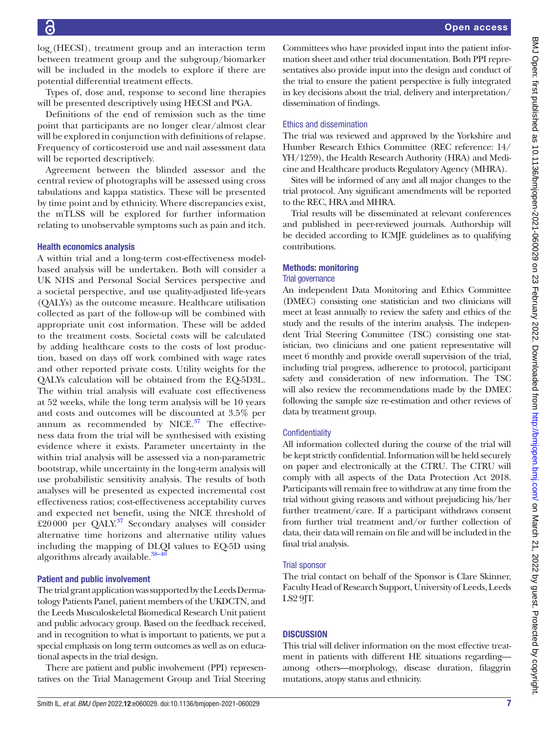$\log_e$(HECSI), treatment group and an interaction term between treatment group and the subgroup/biomarker will be included in the models to explore if there are potential differential treatment effects.

Types of, dose and, response to second line therapies will be presented descriptively using HECSI and PGA.

Definitions of the end of remission such as the time point that participants are no longer clear/almost clear will be explored in conjunction with definitions of relapse. Frequency of corticosteroid use and nail assessment data will be reported descriptively.

Agreement between the blinded assessor and the central review of photographs will be assessed using cross tabulations and kappa statistics. These will be presented by time point and by ethnicity. Where discrepancies exist, the mTLSS will be explored for further information relating to unobservable symptoms such as pain and itch.

### Health economics analysis

A within trial and a long-term cost-effectiveness model-based analysis will be undertaken. Both will consider a UK NHS and Personal Social Services perspective and a societal perspective, and use quality-adjusted life-years (QALYs) as the outcome measure. Healthcare utilisation collected as part of the follow-up will be combined with appropriate unit cost information. These will be added to the treatment costs. Societal costs will be calculated by adding healthcare costs to the costs of lost production, based on days off work combined with wage rates and other reported private costs. Utility weights for the QALYs calculation will be obtained from the EQ-5D3L. The within trial analysis will evaluate cost effectiveness at 52 weeks, while the long term analysis will be 10 years and costs and outcomes will be discounted at 3.5% per annum as recommended by NICE.[37] The effectiveness data from the trial will be synthesised with existing evidence where it exists. Parameter uncertainty in the within trial analysis will be assessed via a non-parametric bootstrap, while uncertainty in the long-term analysis will use probabilistic sensitivity analysis. The results of both analyses will be presented as expected incremental cost effectiveness ratios; cost-effectiveness acceptability curves and expected net benefit, using the NICE threshold of £20 000 per QALY.[37] Secondary analyses will consider alternative time horizons and alternative utility values including the mapping of DLQI values to EQ-5D using algorithms already available.[38–40]

### Patient and public involvement

The trial grant application was supported by the Leeds Dermatology Patients Panel, patient members of the UKDCTN, and the Leeds Musculoskeletal Biomedical Research Unit patient and public advocacy group. Based on the feedback received, and in recognition to what is important to patients, we put a special emphasis on long term outcomes as well as on educational aspects in the trial design.

There are patient and public involvement (PPI) representatives on the Trial Management Group and Trial Steering Committees who have provided input into the patient information sheet and other trial documentation. Both PPI representatives also provide input into the design and conduct of the trial to ensure the patient perspective is fully integrated in key decisions about the trial, delivery and interpretation/dissemination of findings.

### Ethics and dissemination

The trial was reviewed and approved by the Yorkshire and Humber Research Ethics Committee (REC reference: 14/YH/1259), the Health Research Authority (HRA) and Medicine and Healthcare products Regulatory Agency (MHRA).

Sites will be informed of any and all major changes to the trial protocol. Any significant amendments will be reported to the REC, HRA and MHRA.

Trial results will be disseminated at relevant conferences and published in peer-reviewed journals. Authorship will be decided according to ICMJE guidelines as to qualifying contributions.

## Methods: monitoring

### Trial governance

An independent Data Monitoring and Ethics Committee (DMEC) consisting one statistician and two clinicians will meet at least annually to review the safety and ethics of the study and the results of the interim analysis. The independent Trial Steering Committee (TSC) consisting one statistician, two clinicians and one patient representative will meet 6 monthly and provide overall supervision of the trial, including trial progress, adherence to protocol, participant safety and consideration of new information. The TSC will also review the recommendations made by the DMEC following the sample size re-estimation and other reviews of data by treatment group.

### Confidentiality

All information collected during the course of the trial will be kept strictly confidential. Information will be held securely on paper and electronically at the CTRU. The CTRU will comply with all aspects of the Data Protection Act 2018. Participants will remain free to withdraw at any time from the trial without giving reasons and without prejudicing his/her further treatment/care. If a participant withdraws consent from further trial treatment and/or further collection of data, their data will remain on file and will be included in the final trial analysis.

### Trial sponsor

The trial contact on behalf of the Sponsor is Clare Skinner, Faculty Head of Research Support, University of Leeds, Leeds LS2 9JT.

## DISCUSSION

This trial will deliver information on the most effective treatment in patients with different HE situations regarding—among others—morphology, disease duration, filaggrin mutations, atopy status and ethnicity.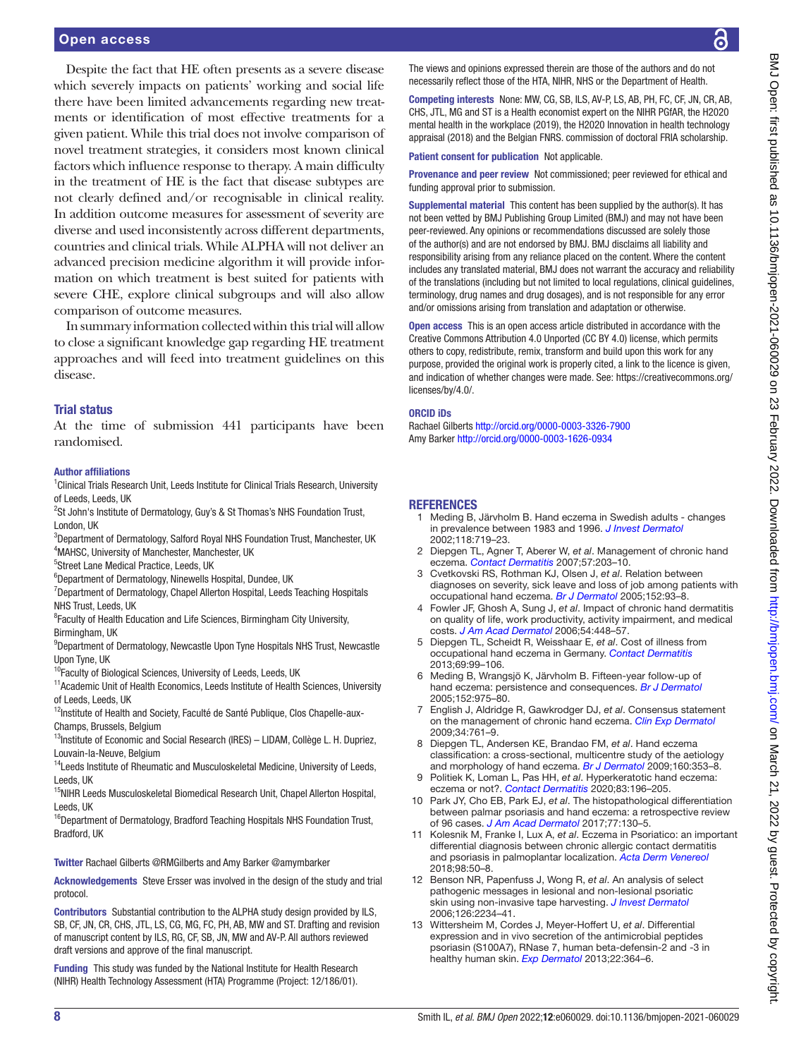Despite the fact that HE often presents as a severe disease which severely impacts on patients' working and social life there have been limited advancements regarding new treatments or identification of most effective treatments for a given patient. While this trial does not involve comparison of novel treatment strategies, it considers most known clinical factors which influence response to therapy. A main difficulty in the treatment of HE is the fact that disease subtypes are not clearly defined and/or recognisable in clinical reality. In addition outcome measures for assessment of severity are diverse and used inconsistently across different departments, countries and clinical trials. While ALPHA will not deliver an advanced precision medicine algorithm it will provide information on which treatment is best suited for patients with severe CHE, explore clinical subgroups and will also allow comparison of outcome measures.

In summary information collected within this trial will allow to close a significant knowledge gap regarding HE treatment approaches and will feed into treatment guidelines on this disease.

## Trial status

At the time of submission 441 participants have been randomised.

### Author affiliations

[1]Clinical Trials Research Unit, Leeds Institute for Clinical Trials Research, University of Leeds, Leeds, UK
[2]St John's Institute of Dermatology, Guy's & St Thomas's NHS Foundation Trust, London, UK
[3]Department of Dermatology, Salford Royal NHS Foundation Trust, Manchester, UK
[4]MAHSC, University of Manchester, Manchester, UK
[5]Street Lane Medical Practice, Leeds, UK
[6]Department of Dermatology, Ninewells Hospital, Dundee, UK
[7]Department of Dermatology, Chapel Allerton Hospital, Leeds Teaching Hospitals NHS Trust, Leeds, UK
[8]Faculty of Health Education and Life Sciences, Birmingham City University, Birmingham, UK
[9]Department of Dermatology, Newcastle Upon Tyne Hospitals NHS Trust, Newcastle Upon Tyne, UK
[10]Faculty of Biological Sciences, University of Leeds, Leeds, UK
[11]Academic Unit of Health Economics, Leeds Institute of Health Sciences, University of Leeds, Leeds, UK
[12]Institute of Health and Society, Faculté de Santé Publique, Clos Chapelle-aux-Champs, Brussels, Belgium
[13]Institute of Economic and Social Research (IRES) – LIDAM, Collège L. H. Dupriez, Louvain-la-Neuve, Belgium
[14]Leeds Institute of Rheumatic and Musculoskeletal Medicine, University of Leeds, Leeds, UK
[15]NIHR Leeds Musculoskeletal Biomedical Research Unit, Chapel Allerton Hospital, Leeds, UK
[16]Department of Dermatology, Bradford Teaching Hospitals NHS Foundation Trust, Bradford, UK

**Twitter** Rachael Gilberts @RMGilberts and Amy Barker @amymbarker

**Acknowledgements** Steve Ersser was involved in the design of the study and trial protocol.

**Contributors** Substantial contribution to the ALPHA study design provided by ILS, SB, CF, JN, CR, CHS, JTL, LS, CG, MG, FC, PH, AB, MW and ST. Drafting and revision of manuscript content by ILS, RG, CF, SB, JN, MW and AV-P. All authors reviewed draft versions and approve of the final manuscript.

**Funding** This study was funded by the National Institute for Health Research (NIHR) Health Technology Assessment (HTA) Programme (Project: 12/186/01). The views and opinions expressed therein are those of the authors and do not necessarily reflect those of the HTA, NIHR, NHS or the Department of Health.

**Competing interests** None: MW, CG, SB, ILS, AV-P, LS, AB, PH, FC, CF, JN, CR, AB, CHS, JTL, MG and ST is a Health economist expert on the NIHR PGfAR, the H2020 mental health in the workplace (2019), the H2020 Innovation in health technology appraisal (2018) and the Belgian FNRS. commission of doctoral FRIA scholarship.

**Patient consent for publication** Not applicable.

**Provenance and peer review** Not commissioned; peer reviewed for ethical and funding approval prior to submission.

**Supplemental material** This content has been supplied by the author(s). It has not been vetted by BMJ Publishing Group Limited (BMJ) and may not have been peer-reviewed. Any opinions or recommendations discussed are solely those of the author(s) and are not endorsed by BMJ. BMJ disclaims all liability and responsibility arising from any reliance placed on the content. Where the content includes any translated material, BMJ does not warrant the accuracy and reliability of the translations (including but not limited to local regulations, clinical guidelines, terminology, drug names and drug dosages), and is not responsible for any error and/or omissions arising from translation and adaptation or otherwise.

**Open access** This is an open access article distributed in accordance with the Creative Commons Attribution 4.0 Unported (CC BY 4.0) license, which permits others to copy, redistribute, remix, transform and build upon this work for any purpose, provided the original work is properly cited, a link to the licence is given, and indication of whether changes were made. See: https://creativecommons.org/licenses/by/4.0/.

### ORCID iDs

Rachael Gilberts http://orcid.org/0000-0003-3326-7900
Amy Barker http://orcid.org/0000-0003-1626-0934

## REFERENCES

1. Meding B, Järvholm B. Hand eczema in Swedish adults - changes in prevalence between 1983 and 1996. *J Invest Dermatol* 2002;118:719–23.
2. Diepgen TL, Agner T, Aberer W, *et al*. Management of chronic hand eczema. *Contact Dermatitis* 2007;57:203–10.
3. Cvetkovski RS, Rothman KJ, Olsen J, *et al*. Relation between diagnoses on severity, sick leave and loss of job among patients with occupational hand eczema. *Br J Dermatol* 2005;152:93–8.
4. Fowler JF, Ghosh A, Sung J, *et al*. Impact of chronic hand dermatitis on quality of life, work productivity, activity impairment, and medical costs. *J Am Acad Dermatol* 2006;54:448–57.
5. Diepgen TL, Scheidt R, Weisshaar E, *et al*. Cost of illness from occupational hand eczema in Germany. *Contact Dermatitis* 2013;69:99–106.
6. Meding B, Wrangsjö K, Järvholm B. Fifteen-year follow-up of hand eczema: persistence and consequences. *Br J Dermatol* 2005;152:975–80.
7. English J, Aldridge R, Gawkrodger DJ, *et al*. Consensus statement on the management of chronic hand eczema. *Clin Exp Dermatol* 2009;34:761–9.
8. Diepgen TL, Andersen KE, Brandao FM, *et al*. Hand eczema classification: a cross-sectional, multicentre study of the aetiology and morphology of hand eczema. *Br J Dermatol* 2009;160:353–8.
9. Politiek K, Loman L, Pas HH, *et al*. Hyperkeratotic hand eczema: eczema or not?. *Contact Dermatitis* 2020;83:196–205.
10. Park JY, Cho EB, Park EJ, *et al*. The histopathological differentiation between palmar psoriasis and hand eczema: a retrospective review of 96 cases. *J Am Acad Dermatol* 2017;77:130–5.
11. Kolesnik M, Franke I, Lux A, *et al*. Eczema in Psoriatico: an important differential diagnosis between chronic allergic contact dermatitis and psoriasis in palmoplantar localization. *Acta Derm Venereol* 2018;98:50–8.
12. Benson NR, Papenfuss J, Wong R, *et al*. An analysis of select pathogenic messages in lesional and non-lesional psoriatic skin using non-invasive tape harvesting. *J Invest Dermatol* 2006;126:2234–41.
13. Wittersheim M, Cordes J, Meyer-Hoffert U, *et al*. Differential expression and in vivo secretion of the antimicrobial peptides psoriasin (S100A7), RNase 7, human beta-defensin-2 and -3 in healthy human skin. *Exp Dermatol* 2013;22:364–6.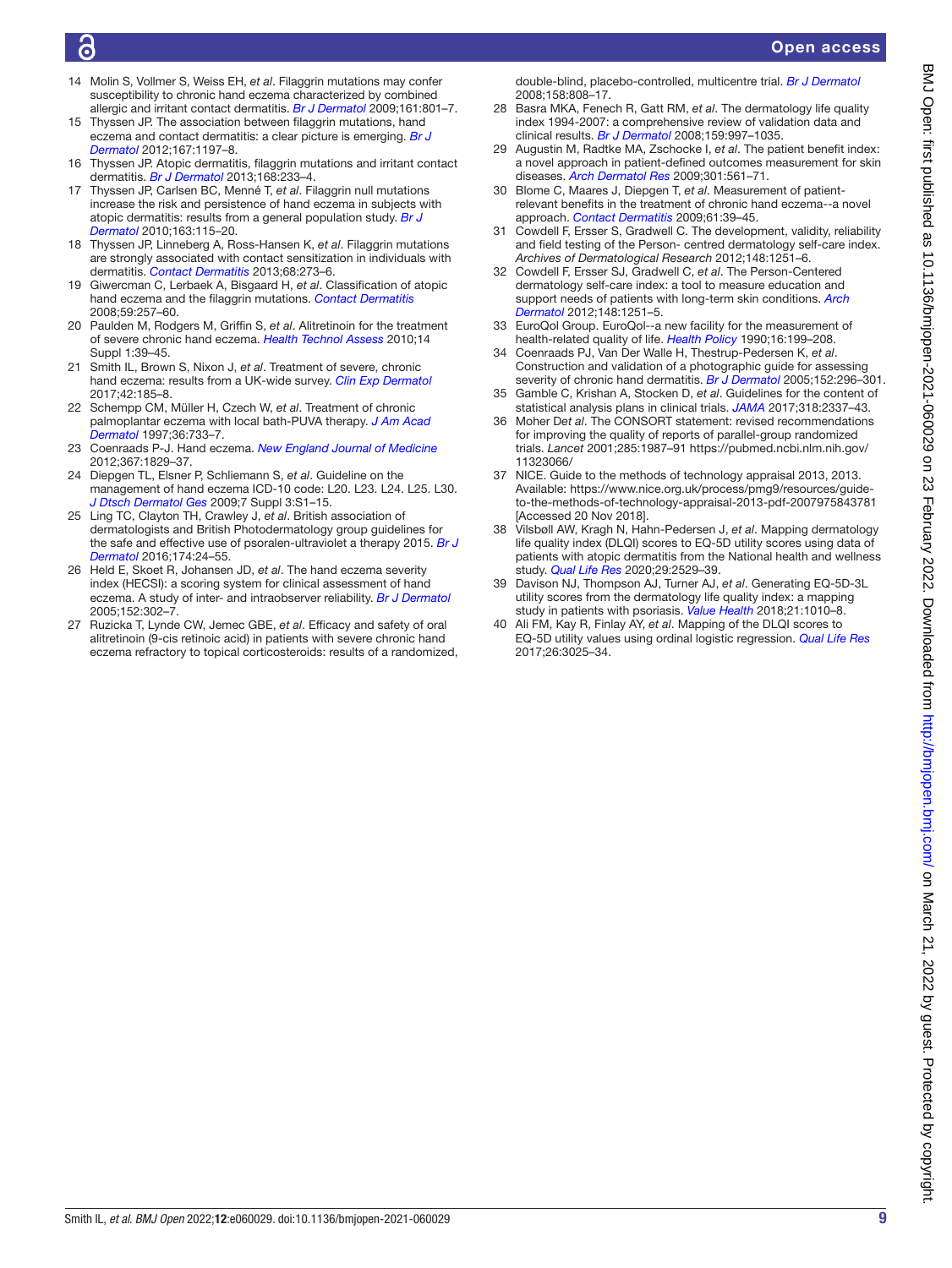14 Molin S, Vollmer S, Weiss EH, *et al*. Filaggrin mutations may confer susceptibility to chronic hand eczema characterized by combined allergic and irritant contact dermatitis. *Br J Dermatol* 2009;161:801–7.
15 Thyssen JP. The association between filaggrin mutations, hand eczema and contact dermatitis: a clear picture is emerging. *Br J Dermatol* 2012;167:1197–8.
16 Thyssen JP. Atopic dermatitis, filaggrin mutations and irritant contact dermatitis. *Br J Dermatol* 2013;168:233–4.
17 Thyssen JP, Carlsen BC, Menné T, *et al*. Filaggrin null mutations increase the risk and persistence of hand eczema in subjects with atopic dermatitis: results from a general population study. *Br J Dermatol* 2010;163:115–20.
18 Thyssen JP, Linneberg A, Ross-Hansen K, *et al*. Filaggrin mutations are strongly associated with contact sensitization in individuals with dermatitis. *Contact Dermatitis* 2013;68:273–6.
19 Giwercman C, Lerbaek A, Bisgaard H, *et al*. Classification of atopic hand eczema and the filaggrin mutations. *Contact Dermatitis* 2008;59:257–60.
20 Paulden M, Rodgers M, Griffin S, *et al*. Alitretinoin for the treatment of severe chronic hand eczema. *Health Technol Assess* 2010;14 Suppl 1:39–45.
21 Smith IL, Brown S, Nixon J, *et al*. Treatment of severe, chronic hand eczema: results from a UK-wide survey. *Clin Exp Dermatol* 2017;42:185–8.
22 Schempp CM, Müller H, Czech W, *et al*. Treatment of chronic palmoplantar eczema with local bath-PUVA therapy. *J Am Acad Dermatol* 1997;36:733–7.
23 Coenraads P-J. Hand eczema. *New England Journal of Medicine* 2012;367:1829–37.
24 Diepgen TL, Elsner P, Schliemann S, *et al*. Guideline on the management of hand eczema ICD-10 code: L20. L23. L24. L25. L30. *J Dtsch Dermatol Ges* 2009;7 Suppl 3:S1–15.
25 Ling TC, Clayton TH, Crawley J, *et al*. British association of dermatologists and British Photodermatology group guidelines for the safe and effective use of psoralen-ultraviolet a therapy 2015. *Br J Dermatol* 2016;174:24–55.
26 Held E, Skoet R, Johansen JD, *et al*. The hand eczema severity index (HECSI): a scoring system for clinical assessment of hand eczema. A study of inter- and intraobserver reliability. *Br J Dermatol* 2005;152:302–7.
27 Ruzicka T, Lynde CW, Jemec GBE, *et al*. Efficacy and safety of oral alitretinoin (9-cis retinoic acid) in patients with severe chronic hand eczema refractory to topical corticosteroids: results of a randomized, double-blind, placebo-controlled, multicentre trial. *Br J Dermatol* 2008;158:808–17.
28 Basra MKA, Fenech R, Gatt RM, *et al*. The dermatology life quality index 1994-2007: a comprehensive review of validation data and clinical results. *Br J Dermatol* 2008;159:997–1035.
29 Augustin M, Radtke MA, Zschocke I, *et al*. The patient benefit index: a novel approach in patient-defined outcomes measurement for skin diseases. *Arch Dermatol Res* 2009;301:561–71.
30 Blome C, Maares J, Diepgen T, *et al*. Measurement of patient-relevant benefits in the treatment of chronic hand eczema--a novel approach. *Contact Dermatitis* 2009;61:39–45.
31 Cowdell F, Ersser S, Gradwell C. The development, validity, reliability and field testing of the Person- centred dermatology self-care index. *Archives of Dermatological Research* 2012;148:1251–6.
32 Cowdell F, Ersser SJ, Gradwell C, *et al*. The Person-Centered dermatology self-care index: a tool to measure education and support needs of patients with long-term skin conditions. *Arch Dermatol* 2012;148:1251–5.
33 EuroQol Group. EuroQol--a new facility for the measurement of health-related quality of life. *Health Policy* 1990;16:199–208.
34 Coenraads PJ, Van Der Walle H, Thestrup-Pedersen K, *et al*. Construction and validation of a photographic guide for assessing severity of chronic hand dermatitis. *Br J Dermatol* 2005;152:296–301.
35 Gamble C, Krishan A, Stocken D, *et al*. Guidelines for the content of statistical analysis plans in clinical trials. *JAMA* 2017;318:2337–43.
36 Moher D*et al*. The CONSORT statement: revised recommendations for improving the quality of reports of parallel-group randomized trials. *Lancet* 2001;285:1987–91 https://pubmed.ncbi.nlm.nih.gov/11323066/
37 NICE. Guide to the methods of technology appraisal 2013, 2013. Available: https://www.nice.org.uk/process/pmg9/resources/guide-to-the-methods-of-technology-appraisal-2013-pdf-2007975843781 [Accessed 20 Nov 2018].
38 Vilsbøll AW, Kragh N, Hahn-Pedersen J, *et al*. Mapping dermatology life quality index (DLQI) scores to EQ-5D utility scores using data of patients with atopic dermatitis from the National health and wellness study. *Qual Life Res* 2020;29:2529–39.
39 Davison NJ, Thompson AJ, Turner AJ, *et al*. Generating EQ-5D-3L utility scores from the dermatology life quality index: a mapping study in patients with psoriasis. *Value Health* 2018;21:1010–8.
40 Ali FM, Kay R, Finlay AY, *et al*. Mapping of the DLQI scores to EQ-5D utility values using ordinal logistic regression. *Qual Life Res* 2017;26:3025–34.